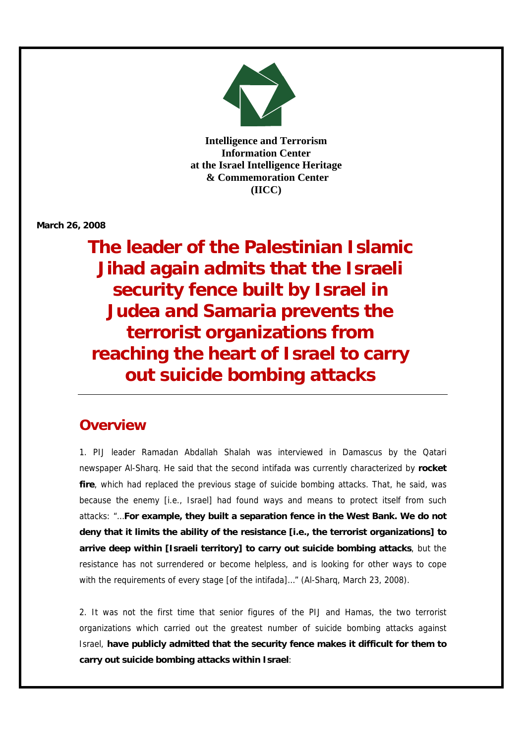**Intelligence and Terrorism Information Center at the Israel Intelligence Heritage & Commemoration Center (IICC)**

**March 26, 2008**

# The leader of the Palestinian Islamic Jihad again admits that the Israeli security fence built by Israel in Judea and Samaria prevents the terrorist organizations from reaching the heart of Israel to carry out suicide bombing attacks

## Overview

1. PIJ leader Ramadan Abdallah Shalah was interviewed in Damascus by the Qatari newspaper Al-Sharq. He said that the second intifada was currently characterized by **rocket fire**, which had replaced the previous stage of suicide bombing attacks. That, he said, was because the enemy [i.e., Israel] had found ways and means to protect itself from such attacks: "…**For example, they built a separation fence in the West Bank. We do not deny that it limits the ability of the resistance [i.e., the terrorist organizations] to arrive deep within [Israeli territory] to carry out suicide bombing attacks**, but the resistance has not surrendered or become helpless, and is looking for other ways to cope with the requirements of every stage [of the intifada]…" (Al-Sharq, March 23, 2008).

2. It was not the first time that senior figures of the PIJ and Hamas, the two terrorist organizations which carried out the greatest number of suicide bombing attacks against Israel, **have publicly admitted that the security fence makes it difficult for them to carry out suicide bombing attacks within Israel**: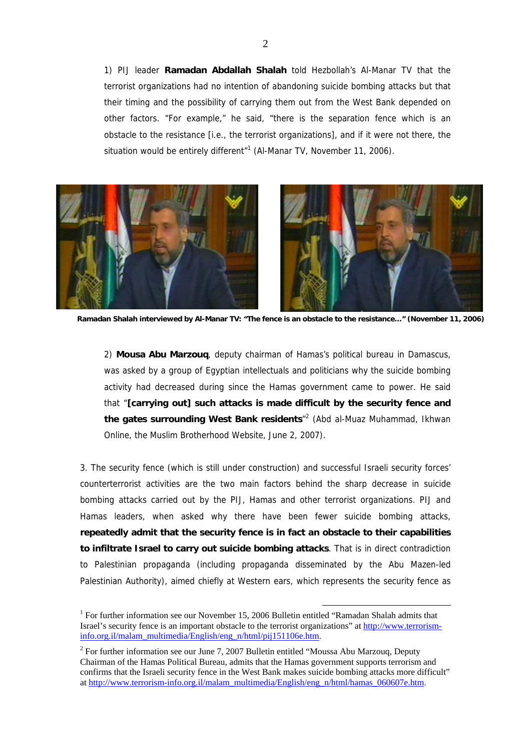1) PIJ leader **Ramadan Abdallah Shalah** told Hezbollah's Al-Manar TV that the terrorist organizations had no intention of abandoning suicide bombing attacks but that their timing and the possibility of carrying them out from the West Bank depended on other factors. "For example," he said, "there is the separation fence which is an obstacle to the resistance [i.e., the terrorist organizations], and if it were not there, the situation would be entirely different"[1] (Al-Manar TV, November 11, 2006).

**Ramadan Shalah interviewed by Al-Manar TV: "The fence is an obstacle to the resistance..." (November 11, 2006)**

2) **Mousa Abu Marzouq**, deputy chairman of Hamas's political bureau in Damascus, was asked by a group of Egyptian intellectuals and politicians why the suicide bombing activity had decreased during since the Hamas government came to power. He said that "**[carrying out] such attacks is made difficult by the security fence and the gates surrounding West Bank residents**"[2] (Abd al-Muaz Muhammad, Ikhwan Online, the Muslim Brotherhood Website, June 2, 2007).

3. The security fence (which is still under construction) and successful Israeli security forces' counterterrorist activities are the two main factors behind the sharp decrease in suicide bombing attacks carried out by the PIJ, Hamas and other terrorist organizations. PIJ and Hamas leaders, when asked why there have been fewer suicide bombing attacks, **repeatedly admit that the security fence is in fact an obstacle to their capabilities to infiltrate Israel to carry out suicide bombing attacks**. That is in direct contradiction to Palestinian propaganda (including propaganda disseminated by the Abu Mazen-led Palestinian Authority), aimed chiefly at Western ears, which represents the security fence as

---

[1] For further information see our November 15, 2006 Bulletin entitled "Ramadan Shalah admits that Israel's security fence is an important obstacle to the terrorist organizations" at http://www.terrorism-info.org.il/malam_multimedia/English/eng_n/html/pij151106e.htm.

[2] For further information see our June 7, 2007 Bulletin entitled "Moussa Abu Marzouq, Deputy Chairman of the Hamas Political Bureau, admits that the Hamas government supports terrorism and confirms that the Israeli security fence in the West Bank makes suicide bombing attacks more difficult" at http://www.terrorism-info.org.il/malam_multimedia/English/eng_n/html/hamas_060607e.htm.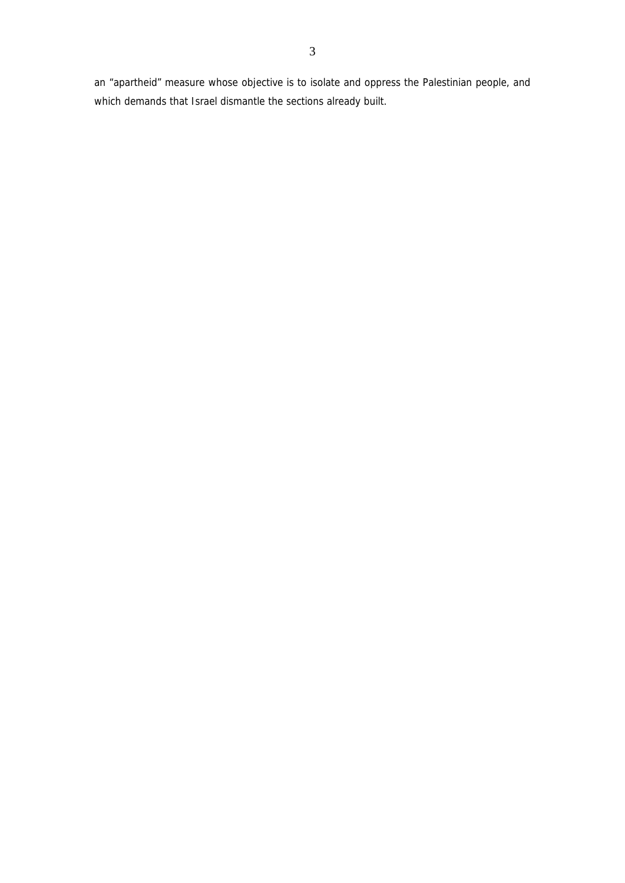an “apartheid” measure whose objective is to isolate and oppress the Palestinian people, and which demands that Israel dismantle the sections already built.